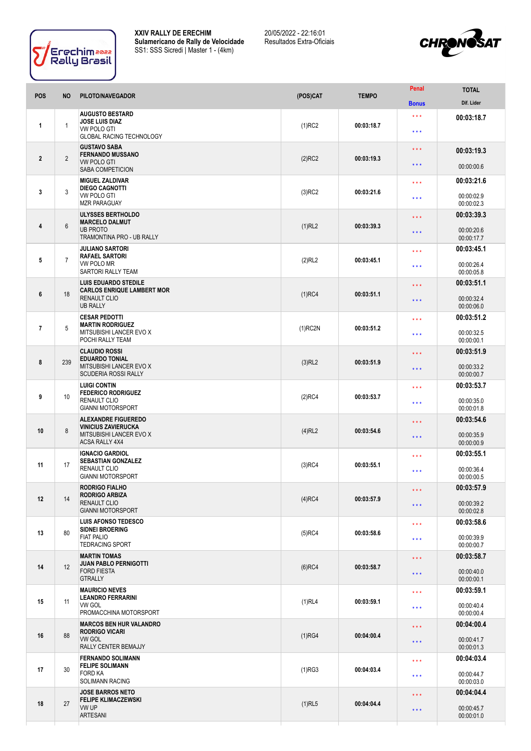**XXIV RALLY DE ERECHIM**
**Sulamericano de Rally de Velocidade**
SS1: SSS Sicredi | Master 1 - (4km)

20/05/2022 - 22:16:01
Resultados Extra-Oficiais

| POS | NO | PILOTO/NAVEGADOR | (POS)CAT | TEMPO | Penal / Bonus | TOTAL / Dif. Lider |
|---|---|---|---|---|---|---|
| 1 | 1 | **AUGUSTO BESTARD** **JOSE LUIS DIAZ** VW POLO GTI GLOBAL RACING TECHNOLOGY | (1)RC2 | 00:03:18.7 | *** *** | **00:03:18.7** |
| 2 | 2 | **GUSTAVO SABA** **FERNANDO MUSSANO** VW POLO GTI SABA COMPETICION | (2)RC2 | 00:03:19.3 | *** *** | **00:03:19.3** 00:00:00.6 |
| 3 | 3 | **MIGUEL ZALDIVAR** **DIEGO CAGNOTTI** VW POLO GTI MZR PARAGUAY | (3)RC2 | 00:03:21.6 | *** *** | **00:03:21.6** 00:00:02.9 00:00:02.3 |
| 4 | 6 | **ULYSSES BERTHOLDO** **MARCELO DALMUT** UB PROTO TRAMONTINA PRO - UB RALLY | (1)RL2 | 00:03:39.3 | *** *** | **00:03:39.3** 00:00:20.6 00:00:17.7 |
| 5 | 7 | **JULIANO SARTORI** **RAFAEL SARTORI** VW POLO MR SARTORI RALLY TEAM | (2)RL2 | 00:03:45.1 | *** *** | **00:03:45.1** 00:00:26.4 00:00:05.8 |
| 6 | 18 | **LUIS EDUARDO STEDILE** **CARLOS ENRIQUE LAMBERT MOR** RENAULT CLIO UB RALLY | (1)RC4 | 00:03:51.1 | *** *** | **00:03:51.1** 00:00:32.4 00:00:06.0 |
| 7 | 5 | **CESAR PEDOTTI** **MARTIN RODRIGUEZ** MITSUBISHI LANCER EVO X POCHI RALLY TEAM | (1)RC2N | 00:03:51.2 | *** *** | **00:03:51.2** 00:00:32.5 00:00:00.1 |
| 8 | 239 | **CLAUDIO ROSSI** **EDUARDO TONIAL** MITSUBISHI LANCER EVO X SCUDERIA ROSSI RALLY | (3)RL2 | 00:03:51.9 | *** *** | **00:03:51.9** 00:00:33.2 00:00:00.7 |
| 9 | 10 | **LUIGI CONTIN** **FEDERICO RODRIGUEZ** RENAULT CLIO GIANNI MOTORSPORT | (2)RC4 | 00:03:53.7 | *** *** | **00:03:53.7** 00:00:35.0 00:00:01.8 |
| 10 | 8 | **ALEXANDRE FIGUEREDO** **VINICIUS ZAVIERUCKA** MITSUBISHI LANCER EVO X ACSA RALLY 4X4 | (4)RL2 | 00:03:54.6 | *** *** | **00:03:54.6** 00:00:35.9 00:00:00.9 |
| 11 | 17 | **IGNACIO GARDIOL** **SEBASTIAN GONZALEZ** RENAULT CLIO GIANNI MOTORSPORT | (3)RC4 | 00:03:55.1 | *** *** | **00:03:55.1** 00:00:36.4 00:00:00.5 |
| 12 | 14 | **RODRIGO FIALHO** **RODRIGO ARBIZA** RENAULT CLIO GIANNI MOTORSPORT | (4)RC4 | 00:03:57.9 | *** *** | **00:03:57.9** 00:00:39.2 00:00:02.8 |
| 13 | 80 | **LUIS AFONSO TEDESCO** **SIDNEI BROERING** FIAT PALIO TEDRACING SPORT | (5)RC4 | 00:03:58.6 | *** *** | **00:03:58.6** 00:00:39.9 00:00:00.7 |
| 14 | 12 | **MARTIN TOMAS** **JUAN PABLO PERNIGOTTI** FORD FIESTA GTRALLY | (6)RC4 | 00:03:58.7 | *** *** | **00:03:58.7** 00:00:40.0 00:00:00.1 |
| 15 | 11 | **MAURICIO NEVES** **LEANDRO FERRARINI** VW GOL PROMACCHINA MOTORSPORT | (1)RL4 | 00:03:59.1 | *** *** | **00:03:59.1** 00:00:40.4 00:00:00.4 |
| 16 | 88 | **MARCOS BEN HUR VALANDRO** **RODRIGO VICARI** VW GOL RALLY CENTER BEMAJJY | (1)RG4 | 00:04:00.4 | *** *** | **00:04:00.4** 00:00:41.7 00:00:01.3 |
| 17 | 30 | **FERNANDO SOLIMANN** **FELIPE SOLIMANN** FORD KA SOLIMANN RACING | (1)RG3 | 00:04:03.4 | *** *** | **00:04:03.4** 00:00:44.7 00:00:03.0 |
| 18 | 27 | **JOSE BARROS NETO** **FELIPE KLIMACZEWSKI** VW UP ARTESANI | (1)RL5 | 00:04:04.4 | *** *** | **00:04:04.4** 00:00:45.7 00:00:01.0 |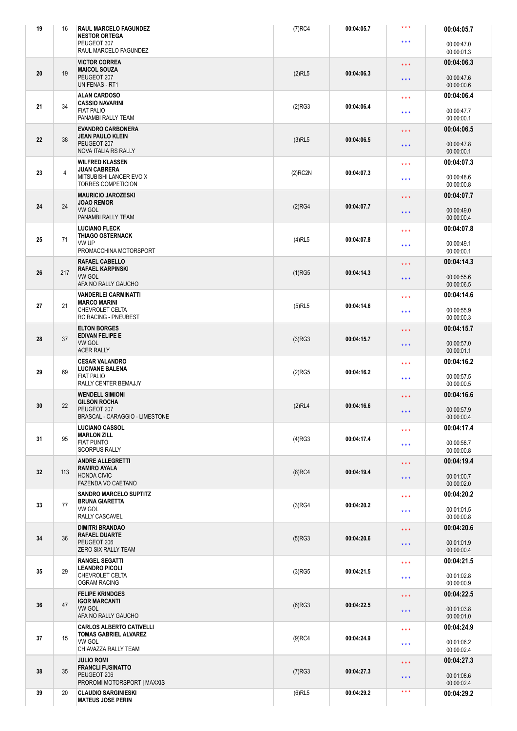| Pos | No | Crew / Car / Team | Class | Time | | Total / Gap |
|---|---|---|---|---|---|---|
| 19 | 16 | **RAUL MARCELO FAGUNDEZ**<br>**NESTOR ORTEGA**<br>PEUGEOT 307<br>RAUL MARCELO FAGUNDEZ | (7)RC4 | 00:04:05.7 | \*\*\*<br>\*\*\* | **00:04:05.7**<br>00:00:47.0<br>00:00:01.3 |
| 20 | 19 | **VICTOR CORREA**<br>**MAICOL SOUZA**<br>PEUGEOT 207<br>UNIFENAS - RT1 | (2)RL5 | 00:04:06.3 | \*\*\*<br>\*\*\* | **00:04:06.3**<br>00:00:47.6<br>00:00:00.6 |
| 21 | 34 | **ALAN CARDOSO**<br>**CASSIO NAVARINI**<br>FIAT PALIO<br>PANAMBI RALLY TEAM | (2)RG3 | 00:04:06.4 | \*\*\*<br>\*\*\* | **00:04:06.4**<br>00:00:47.7<br>00:00:00.1 |
| 22 | 38 | **EVANDRO CARBONERA**<br>**JEAN PAULO KLEIN**<br>PEUGEOT 207<br>NOVA ITALIA RS RALLY | (3)RL5 | 00:04:06.5 | \*\*\*<br>\*\*\* | **00:04:06.5**<br>00:00:47.8<br>00:00:00.1 |
| 23 | 4 | **WILFRED KLASSEN**<br>**JUAN CABRERA**<br>MITSUBISHI LANCER EVO X<br>TORRES COMPETICION | (2)RC2N | 00:04:07.3 | \*\*\*<br>\*\*\* | **00:04:07.3**<br>00:00:48.6<br>00:00:00.8 |
| 24 | 24 | **MAURICIO JAROZESKI**<br>**JOAO REMOR**<br>VW GOL<br>PANAMBI RALLY TEAM | (2)RG4 | 00:04:07.7 | \*\*\*<br>\*\*\* | **00:04:07.7**<br>00:00:49.0<br>00:00:00.4 |
| 25 | 71 | **LUCIANO FLECK**<br>**THIAGO OSTERNACK**<br>VW UP<br>PROMACCHINA MOTORSPORT | (4)RL5 | 00:04:07.8 | \*\*\*<br>\*\*\* | **00:04:07.8**<br>00:00:49.1<br>00:00:00.1 |
| 26 | 217 | **RAFAEL CABELLO**<br>**RAFAEL KARPINSKI**<br>VW GOL<br>AFA NO RALLY GAUCHO | (1)RG5 | 00:04:14.3 | \*\*\*<br>\*\*\* | **00:04:14.3**<br>00:00:55.6<br>00:00:06.5 |
| 27 | 21 | **VANDERLEI CARMINATTI**<br>**MARCO MARINI**<br>CHEVROLET CELTA<br>RC RACING - PNEUBEST | (5)RL5 | 00:04:14.6 | \*\*\*<br>\*\*\* | **00:04:14.6**<br>00:00:55.9<br>00:00:00.3 |
| 28 | 37 | **ELTON BORGES**<br>**EDIVAN FELIPE E**<br>VW GOL<br>ACER RALLY | (3)RG3 | 00:04:15.7 | \*\*\*<br>\*\*\* | **00:04:15.7**<br>00:00:57.0<br>00:00:01.1 |
| 29 | 69 | **CESAR VALANDRO**<br>**LUCIVANE BALENA**<br>FIAT PALIO<br>RALLY CENTER BEMAJJY | (2)RG5 | 00:04:16.2 | \*\*\*<br>\*\*\* | **00:04:16.2**<br>00:00:57.5<br>00:00:00.5 |
| 30 | 22 | **WENDELL SIMIONI**<br>**GILSON ROCHA**<br>PEUGEOT 207<br>BRASCAL - CARAGGIO - LIMESTONE | (2)RL4 | 00:04:16.6 | \*\*\*<br>\*\*\* | **00:04:16.6**<br>00:00:57.9<br>00:00:00.4 |
| 31 | 95 | **LUCIANO CASSOL**<br>**MARLON ZILL**<br>FIAT PUNTO<br>SCORPUS RALLY | (4)RG3 | 00:04:17.4 | \*\*\*<br>\*\*\* | **00:04:17.4**<br>00:00:58.7<br>00:00:00.8 |
| 32 | 113 | **ANDRE ALLEGRETTI**<br>**RAMIRO AYALA**<br>HONDA CIVIC<br>FAZENDA VO CAETANO | (8)RC4 | 00:04:19.4 | \*\*\*<br>\*\*\* | **00:04:19.4**<br>00:01:00.7<br>00:00:02.0 |
| 33 | 77 | **SANDRO MARCELO SUPTITZ**<br>**BRUNA GIARETTA**<br>VW GOL<br>RALLY CASCAVEL | (3)RG4 | 00:04:20.2 | \*\*\*<br>\*\*\* | **00:04:20.2**<br>00:01:01.5<br>00:00:00.8 |
| 34 | 36 | **DIMITRI BRANDAO**<br>**RAFAEL DUARTE**<br>PEUGEOT 206<br>ZERO SIX RALLY TEAM | (5)RG3 | 00:04:20.6 | \*\*\*<br>\*\*\* | **00:04:20.6**<br>00:01:01.9<br>00:00:00.4 |
| 35 | 29 | **RANGEL SEGATTI**<br>**LEANDRO PICOLI**<br>CHEVROLET CELTA<br>OGRAM RACING | (3)RG5 | 00:04:21.5 | \*\*\*<br>\*\*\* | **00:04:21.5**<br>00:01:02.8<br>00:00:00.9 |
| 36 | 47 | **FELIPE KRINDGES**<br>**IGOR MARCANTI**<br>VW GOL<br>AFA NO RALLY GAUCHO | (6)RG3 | 00:04:22.5 | \*\*\*<br>\*\*\* | **00:04:22.5**<br>00:01:03.8<br>00:00:01.0 |
| 37 | 15 | **CARLOS ALBERTO CATIVELLI**<br>**TOMAS GABRIEL ALVAREZ**<br>VW GOL<br>CHIAVAZZA RALLY TEAM | (9)RC4 | 00:04:24.9 | \*\*\*<br>\*\*\* | **00:04:24.9**<br>00:01:06.2<br>00:00:02.4 |
| 38 | 35 | **JULIO ROMI**<br>**FRANCLI FUSINATTO**<br>PEUGEOT 206<br>PROROMI MOTORSPORT \| MAXXIS | (7)RG3 | 00:04:27.3 | \*\*\*<br>\*\*\* | **00:04:27.3**<br>00:01:08.6<br>00:00:02.4 |
| 39 | 20 | **CLAUDIO SARGINIESKI**<br>**MATEUS JOSE PERIN** | (6)RL5 | 00:04:29.2 | \*\*\* | **00:04:29.2** |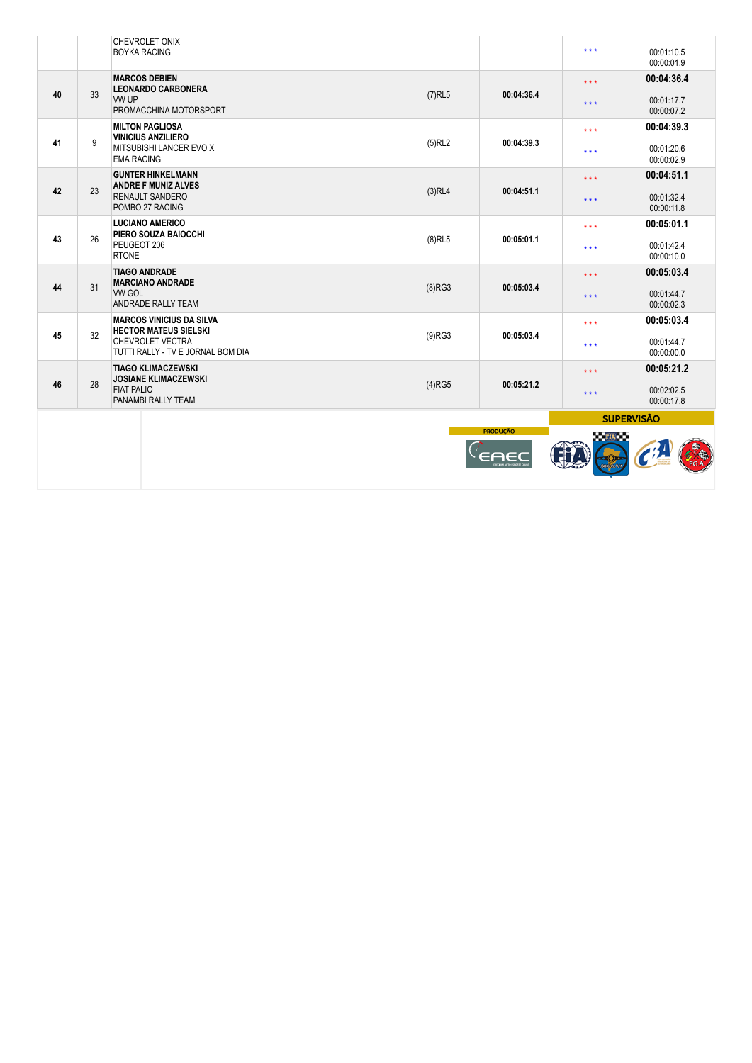| | | | | | | |
|---|---|---|---|---|---|---|
| | | CHEVROLET ONIX<br>BOYKA RACING | | | *** | 00:01:10.5<br>00:00:01.9 |
| 40 | 33 | **MARCOS DEBIEN**<br>**LEONARDO CARBONERA**<br>VW UP<br>PROMACCHINA MOTORSPORT | (7)RL5 | 00:04:36.4 | ***<br>*** | **00:04:36.4**<br>00:01:17.7<br>00:00:07.2 |
| 41 | 9 | **MILTON PAGLIOSA**<br>**VINICIUS ANZILIERO**<br>MITSUBISHI LANCER EVO X<br>EMA RACING | (5)RL2 | 00:04:39.3 | ***<br>*** | **00:04:39.3**<br>00:01:20.6<br>00:00:02.9 |
| 42 | 23 | **GUNTER HINKELMANN**<br>**ANDRE F MUNIZ ALVES**<br>RENAULT SANDERO<br>POMBO 27 RACING | (3)RL4 | 00:04:51.1 | ***<br>*** | **00:04:51.1**<br>00:01:32.4<br>00:00:11.8 |
| 43 | 26 | **LUCIANO AMERICO**<br>**PIERO SOUZA BAIOCCHI**<br>PEUGEOT 206<br>RTONE | (8)RL5 | 00:05:01.1 | ***<br>*** | **00:05:01.1**<br>00:01:42.4<br>00:00:10.0 |
| 44 | 31 | **TIAGO ANDRADE**<br>**MARCIANO ANDRADE**<br>VW GOL<br>ANDRADE RALLY TEAM | (8)RG3 | 00:05:03.4 | ***<br>*** | **00:05:03.4**<br>00:01:44.7<br>00:00:02.3 |
| 45 | 32 | **MARCOS VINICIUS DA SILVA**<br>**HECTOR MATEUS SIELSKI**<br>CHEVROLET VECTRA<br>TUTTI RALLY - TV E JORNAL BOM DIA | (9)RG3 | 00:05:03.4 | ***<br>*** | **00:05:03.4**<br>00:01:44.7<br>00:00:00.0 |
| 46 | 28 | **TIAGO KLIMACZEWSKI**<br>**JOSIANE KLIMACZEWSKI**<br>FIAT PALIO<br>PANAMBI RALLY TEAM | (4)RG5 | 00:05:21.2 | ***<br>*** | **00:05:21.2**<br>00:02:02.5<br>00:00:17.8 |

PRODUÇÃO

SUPERVISÃO